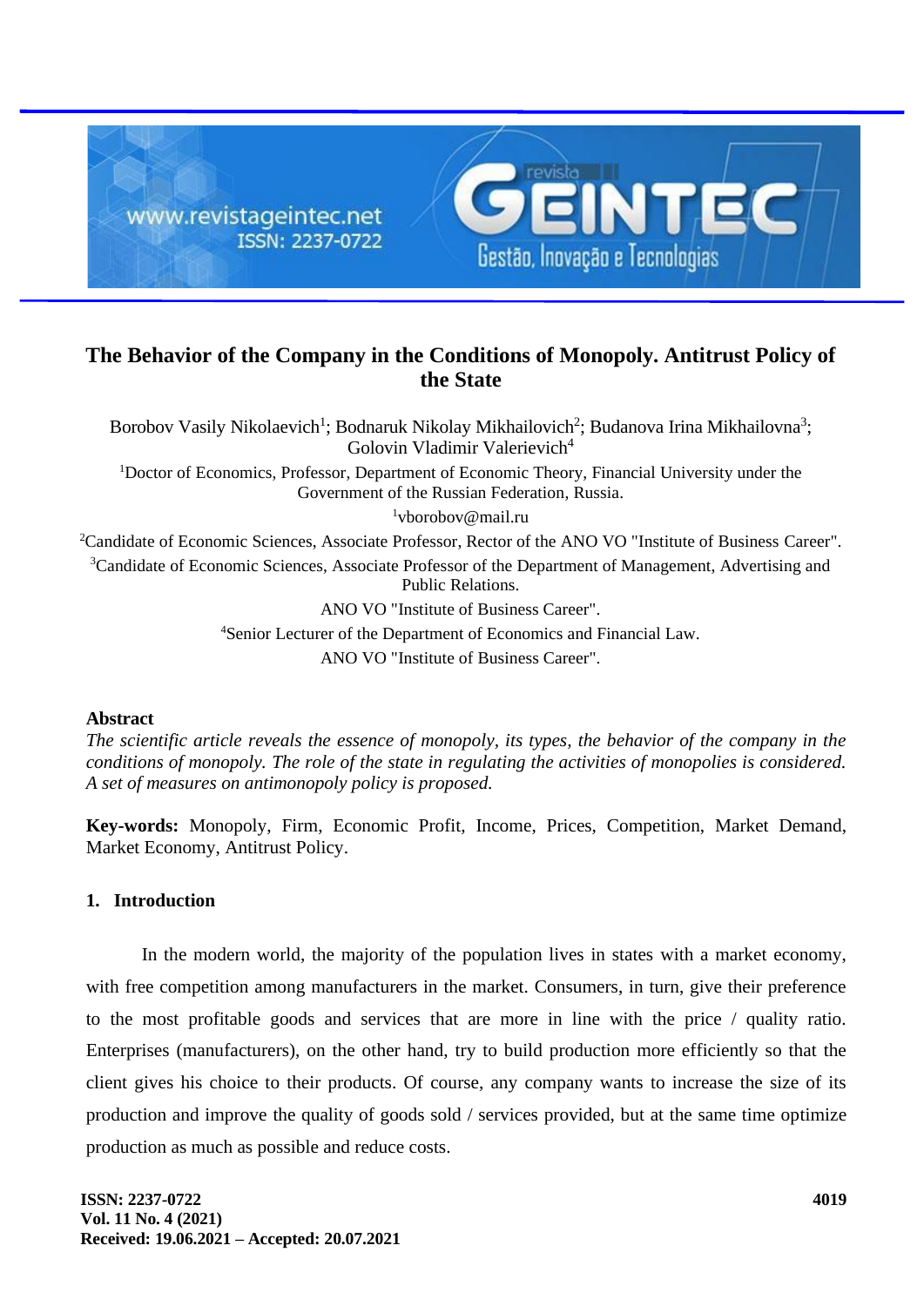# The Behavior of the Company in the Conditions of Monopoly. Antitrust Policy of the State

Borobov Vasily Nikolaevich[1]; Bodnaruk Nikolay Mikhailovich[2]; Budanova Irina Mikhailovna[3]; Golovin Vladimir Valerievich[4]

[1]Doctor of Economics, Professor, Department of Economic Theory, Financial University under the Government of the Russian Federation, Russia.

[1]vborobov@mail.ru

[2]Candidate of Economic Sciences, Associate Professor, Rector of the ANO VO "Institute of Business Career".

[3]Candidate of Economic Sciences, Associate Professor of the Department of Management, Advertising and Public Relations.

ANO VO "Institute of Business Career".

[4]Senior Lecturer of the Department of Economics and Financial Law.

ANO VO "Institute of Business Career".

## Abstract

*The scientific article reveals the essence of monopoly, its types, the behavior of the company in the conditions of monopoly. The role of the state in regulating the activities of monopolies is considered. A set of measures on antimonopoly policy is proposed.*

**Key-words:** Monopoly, Firm, Economic Profit, Income, Prices, Competition, Market Demand, Market Economy, Antitrust Policy.

## 1. Introduction

In the modern world, the majority of the population lives in states with a market economy, with free competition among manufacturers in the market. Consumers, in turn, give their preference to the most profitable goods and services that are more in line with the price / quality ratio. Enterprises (manufacturers), on the other hand, try to build production more efficiently so that the client gives his choice to their products. Of course, any company wants to increase the size of its production and improve the quality of goods sold / services provided, but at the same time optimize production as much as possible and reduce costs.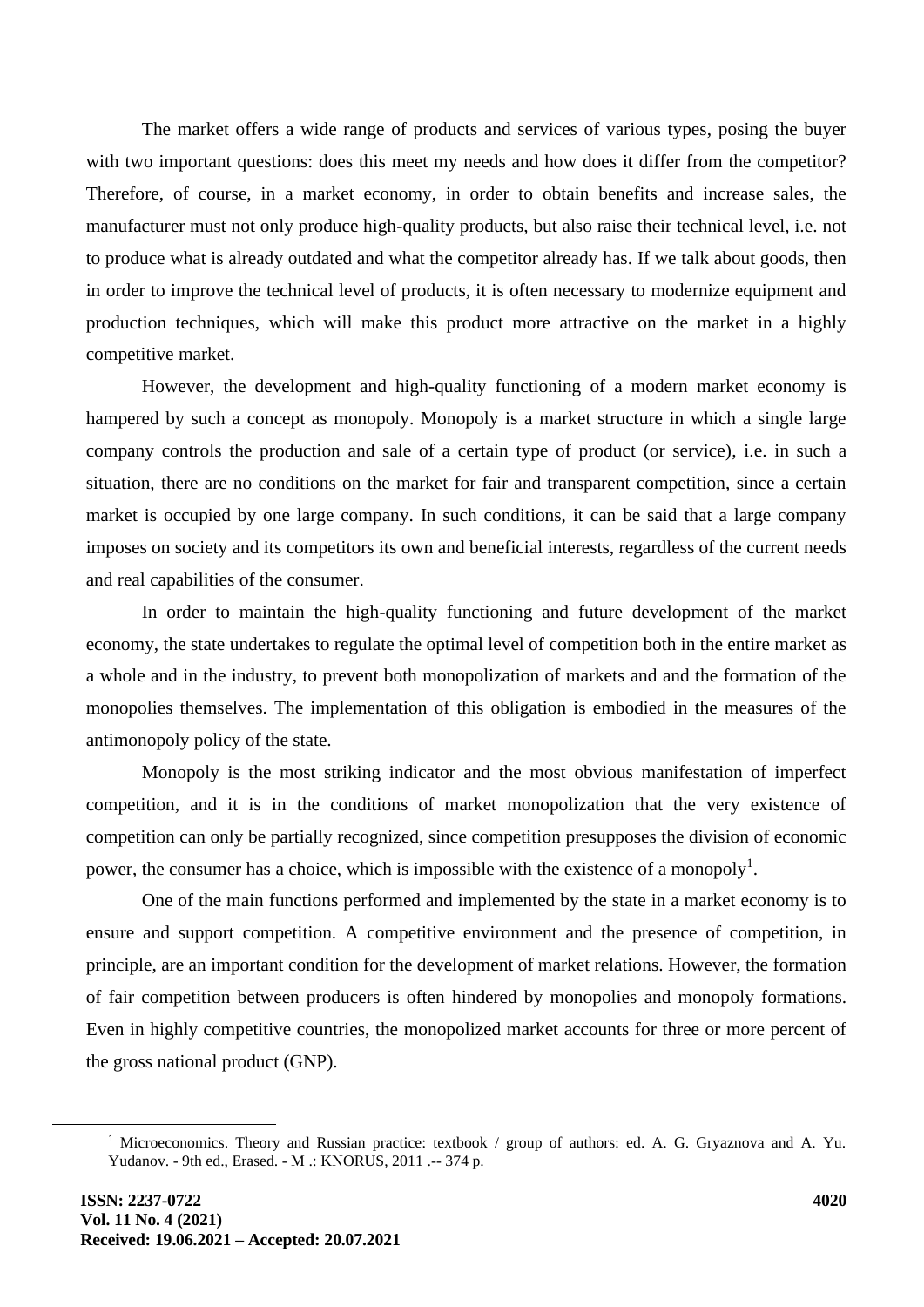The market offers a wide range of products and services of various types, posing the buyer with two important questions: does this meet my needs and how does it differ from the competitor? Therefore, of course, in a market economy, in order to obtain benefits and increase sales, the manufacturer must not only produce high-quality products, but also raise their technical level, i.e. not to produce what is already outdated and what the competitor already has. If we talk about goods, then in order to improve the technical level of products, it is often necessary to modernize equipment and production techniques, which will make this product more attractive on the market in a highly competitive market.

However, the development and high-quality functioning of a modern market economy is hampered by such a concept as monopoly. Monopoly is a market structure in which a single large company controls the production and sale of a certain type of product (or service), i.e. in such a situation, there are no conditions on the market for fair and transparent competition, since a certain market is occupied by one large company. In such conditions, it can be said that a large company imposes on society and its competitors its own and beneficial interests, regardless of the current needs and real capabilities of the consumer.

In order to maintain the high-quality functioning and future development of the market economy, the state undertakes to regulate the optimal level of competition both in the entire market as a whole and in the industry, to prevent both monopolization of markets and and the formation of the monopolies themselves. The implementation of this obligation is embodied in the measures of the antimonopoly policy of the state.

Monopoly is the most striking indicator and the most obvious manifestation of imperfect competition, and it is in the conditions of market monopolization that the very existence of competition can only be partially recognized, since competition presupposes the division of economic power, the consumer has a choice, which is impossible with the existence of a monopoly[1].

One of the main functions performed and implemented by the state in a market economy is to ensure and support competition. A competitive environment and the presence of competition, in principle, are an important condition for the development of market relations. However, the formation of fair competition between producers is often hindered by monopolies and monopoly formations. Even in highly competitive countries, the monopolized market accounts for three or more percent of the gross national product (GNP).

---

[1] Microeconomics. Theory and Russian practice: textbook / group of authors: ed. A. G. Gryaznova and A. Yu. Yudanov. - 9th ed., Erased. - M .: KNORUS, 2011 .-- 374 p.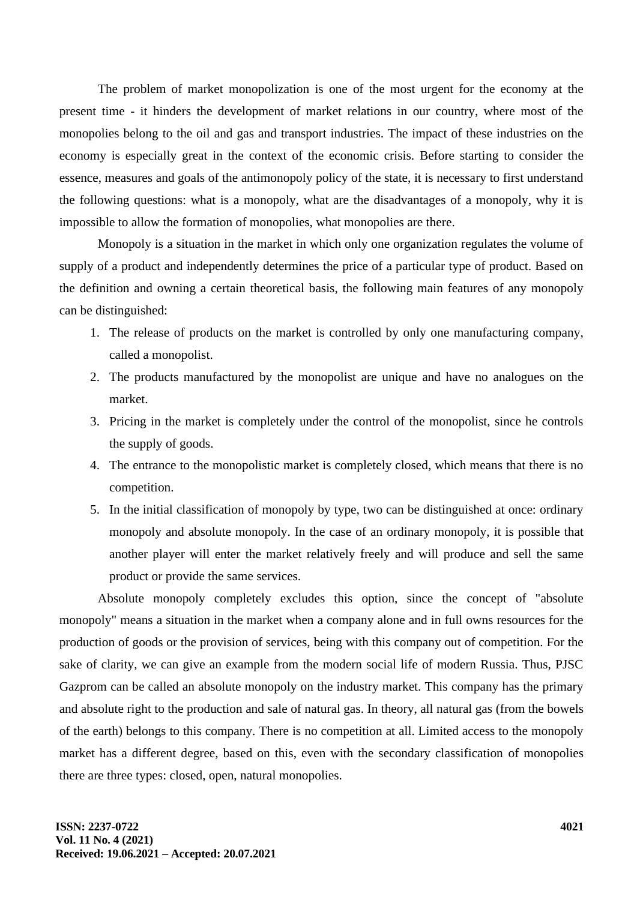The problem of market monopolization is one of the most urgent for the economy at the present time - it hinders the development of market relations in our country, where most of the monopolies belong to the oil and gas and transport industries. The impact of these industries on the economy is especially great in the context of the economic crisis. Before starting to consider the essence, measures and goals of the antimonopoly policy of the state, it is necessary to first understand the following questions: what is a monopoly, what are the disadvantages of a monopoly, why it is impossible to allow the formation of monopolies, what monopolies are there.

Monopoly is a situation in the market in which only one organization regulates the volume of supply of a product and independently determines the price of a particular type of product. Based on the definition and owning a certain theoretical basis, the following main features of any monopoly can be distinguished:

1. The release of products on the market is controlled by only one manufacturing company, called a monopolist.
2. The products manufactured by the monopolist are unique and have no analogues on the market.
3. Pricing in the market is completely under the control of the monopolist, since he controls the supply of goods.
4. The entrance to the monopolistic market is completely closed, which means that there is no competition.
5. In the initial classification of monopoly by type, two can be distinguished at once: ordinary monopoly and absolute monopoly. In the case of an ordinary monopoly, it is possible that another player will enter the market relatively freely and will produce and sell the same product or provide the same services.

Absolute monopoly completely excludes this option, since the concept of "absolute monopoly" means a situation in the market when a company alone and in full owns resources for the production of goods or the provision of services, being with this company out of competition. For the sake of clarity, we can give an example from the modern social life of modern Russia. Thus, PJSC Gazprom can be called an absolute monopoly on the industry market. This company has the primary and absolute right to the production and sale of natural gas. In theory, all natural gas (from the bowels of the earth) belongs to this company. There is no competition at all. Limited access to the monopoly market has a different degree, based on this, even with the secondary classification of monopolies there are three types: closed, open, natural monopolies.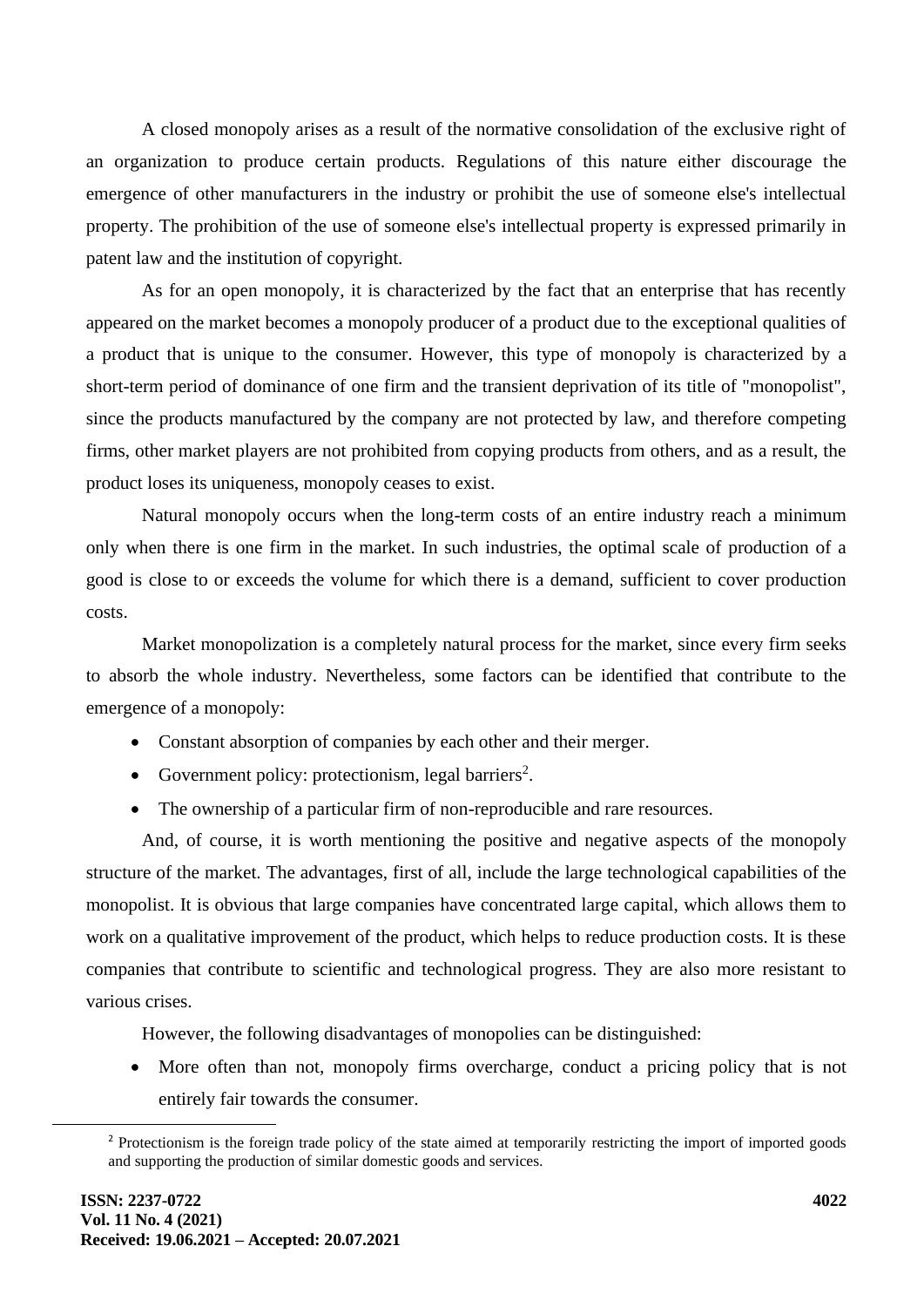A closed monopoly arises as a result of the normative consolidation of the exclusive right of an organization to produce certain products. Regulations of this nature either discourage the emergence of other manufacturers in the industry or prohibit the use of someone else's intellectual property. The prohibition of the use of someone else's intellectual property is expressed primarily in patent law and the institution of copyright.

As for an open monopoly, it is characterized by the fact that an enterprise that has recently appeared on the market becomes a monopoly producer of a product due to the exceptional qualities of a product that is unique to the consumer. However, this type of monopoly is characterized by a short-term period of dominance of one firm and the transient deprivation of its title of "monopolist", since the products manufactured by the company are not protected by law, and therefore competing firms, other market players are not prohibited from copying products from others, and as a result, the product loses its uniqueness, monopoly ceases to exist.

Natural monopoly occurs when the long-term costs of an entire industry reach a minimum only when there is one firm in the market. In such industries, the optimal scale of production of a good is close to or exceeds the volume for which there is a demand, sufficient to cover production costs.

Market monopolization is a completely natural process for the market, since every firm seeks to absorb the whole industry. Nevertheless, some factors can be identified that contribute to the emergence of a monopoly:

- Constant absorption of companies by each other and their merger.
- Government policy: protectionism, legal barriers[2].
- The ownership of a particular firm of non-reproducible and rare resources.

And, of course, it is worth mentioning the positive and negative aspects of the monopoly structure of the market. The advantages, first of all, include the large technological capabilities of the monopolist. It is obvious that large companies have concentrated large capital, which allows them to work on a qualitative improvement of the product, which helps to reduce production costs. It is these companies that contribute to scientific and technological progress. They are also more resistant to various crises.

However, the following disadvantages of monopolies can be distinguished:

- More often than not, monopoly firms overcharge, conduct a pricing policy that is not entirely fair towards the consumer.

[2] Protectionism is the foreign trade policy of the state aimed at temporarily restricting the import of imported goods and supporting the production of similar domestic goods and services.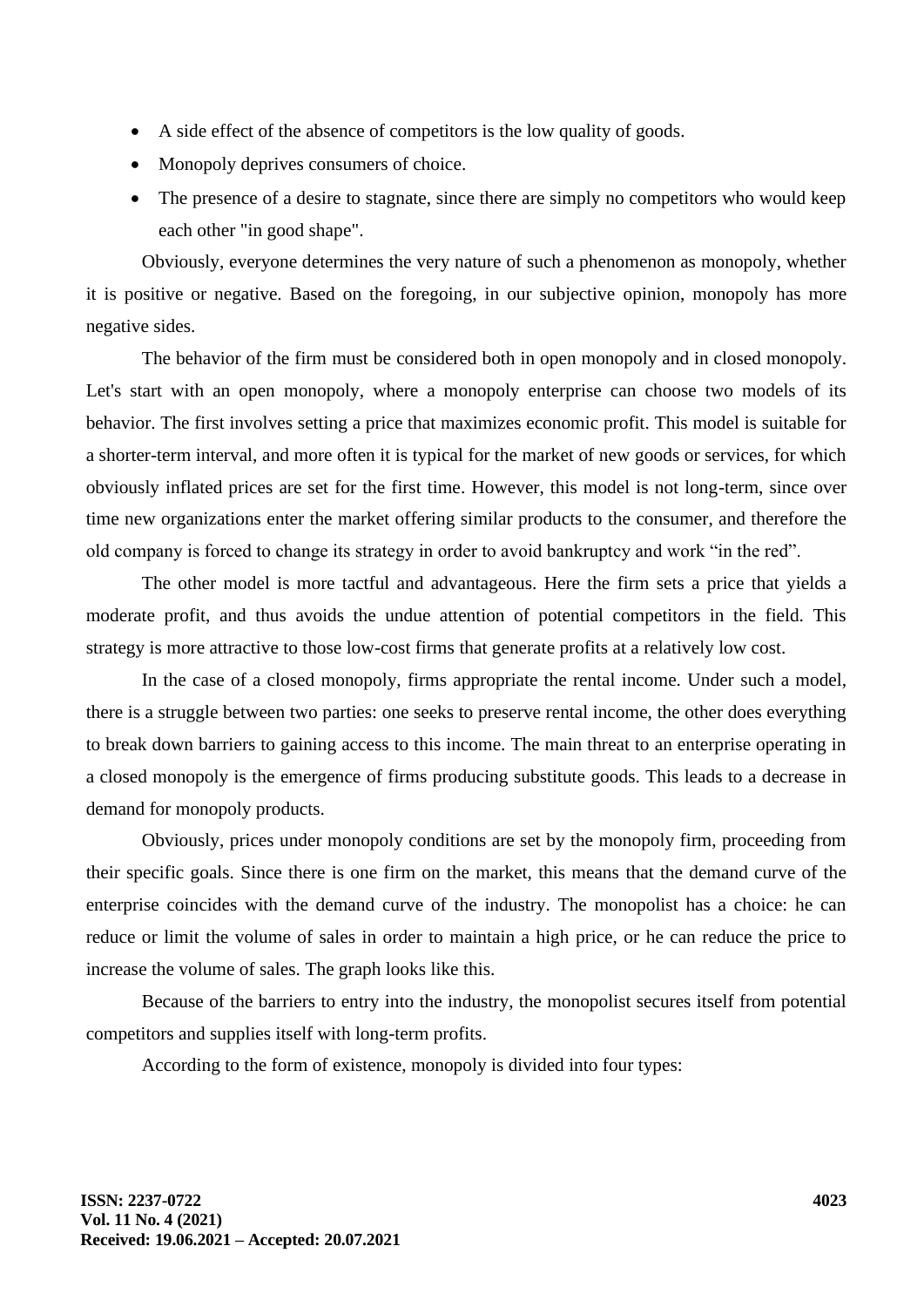- A side effect of the absence of competitors is the low quality of goods.
- Monopoly deprives consumers of choice.
- The presence of a desire to stagnate, since there are simply no competitors who would keep each other "in good shape".

Obviously, everyone determines the very nature of such a phenomenon as monopoly, whether it is positive or negative. Based on the foregoing, in our subjective opinion, monopoly has more negative sides.

The behavior of the firm must be considered both in open monopoly and in closed monopoly. Let's start with an open monopoly, where a monopoly enterprise can choose two models of its behavior. The first involves setting a price that maximizes economic profit. This model is suitable for a shorter-term interval, and more often it is typical for the market of new goods or services, for which obviously inflated prices are set for the first time. However, this model is not long-term, since over time new organizations enter the market offering similar products to the consumer, and therefore the old company is forced to change its strategy in order to avoid bankruptcy and work "in the red".

The other model is more tactful and advantageous. Here the firm sets a price that yields a moderate profit, and thus avoids the undue attention of potential competitors in the field. This strategy is more attractive to those low-cost firms that generate profits at a relatively low cost.

In the case of a closed monopoly, firms appropriate the rental income. Under such a model, there is a struggle between two parties: one seeks to preserve rental income, the other does everything to break down barriers to gaining access to this income. The main threat to an enterprise operating in a closed monopoly is the emergence of firms producing substitute goods. This leads to a decrease in demand for monopoly products.

Obviously, prices under monopoly conditions are set by the monopoly firm, proceeding from their specific goals. Since there is one firm on the market, this means that the demand curve of the enterprise coincides with the demand curve of the industry. The monopolist has a choice: he can reduce or limit the volume of sales in order to maintain a high price, or he can reduce the price to increase the volume of sales. The graph looks like this.

Because of the barriers to entry into the industry, the monopolist secures itself from potential competitors and supplies itself with long-term profits.

According to the form of existence, monopoly is divided into four types: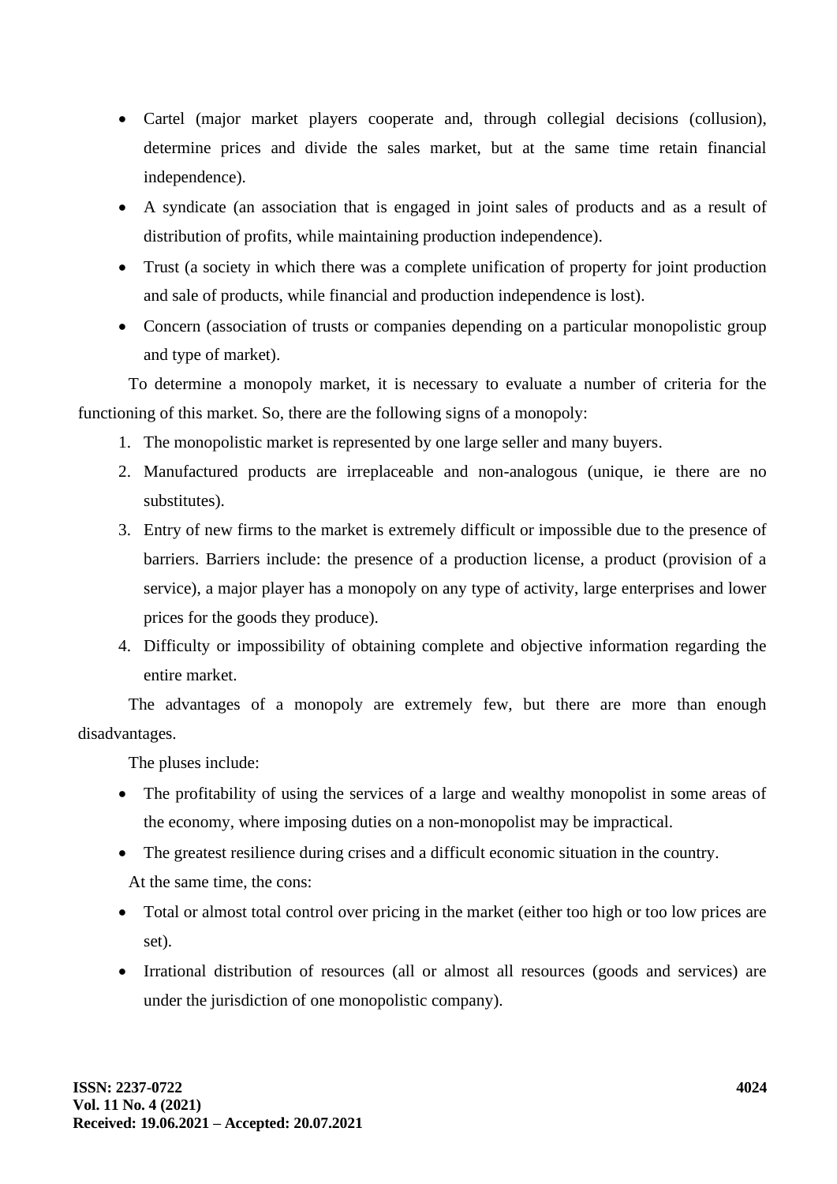- Cartel (major market players cooperate and, through collegial decisions (collusion), determine prices and divide the sales market, but at the same time retain financial independence).
- A syndicate (an association that is engaged in joint sales of products and as a result of distribution of profits, while maintaining production independence).
- Trust (a society in which there was a complete unification of property for joint production and sale of products, while financial and production independence is lost).
- Concern (association of trusts or companies depending on a particular monopolistic group and type of market).

To determine a monopoly market, it is necessary to evaluate a number of criteria for the functioning of this market. So, there are the following signs of a monopoly:

1. The monopolistic market is represented by one large seller and many buyers.
2. Manufactured products are irreplaceable and non-analogous (unique, ie there are no substitutes).
3. Entry of new firms to the market is extremely difficult or impossible due to the presence of barriers. Barriers include: the presence of a production license, a product (provision of a service), a major player has a monopoly on any type of activity, large enterprises and lower prices for the goods they produce).
4. Difficulty or impossibility of obtaining complete and objective information regarding the entire market.

The advantages of a monopoly are extremely few, but there are more than enough disadvantages.

The pluses include:

- The profitability of using the services of a large and wealthy monopolist in some areas of the economy, where imposing duties on a non-monopolist may be impractical.
- The greatest resilience during crises and a difficult economic situation in the country.

At the same time, the cons:

- Total or almost total control over pricing in the market (either too high or too low prices are set).
- Irrational distribution of resources (all or almost all resources (goods and services) are under the jurisdiction of one monopolistic company).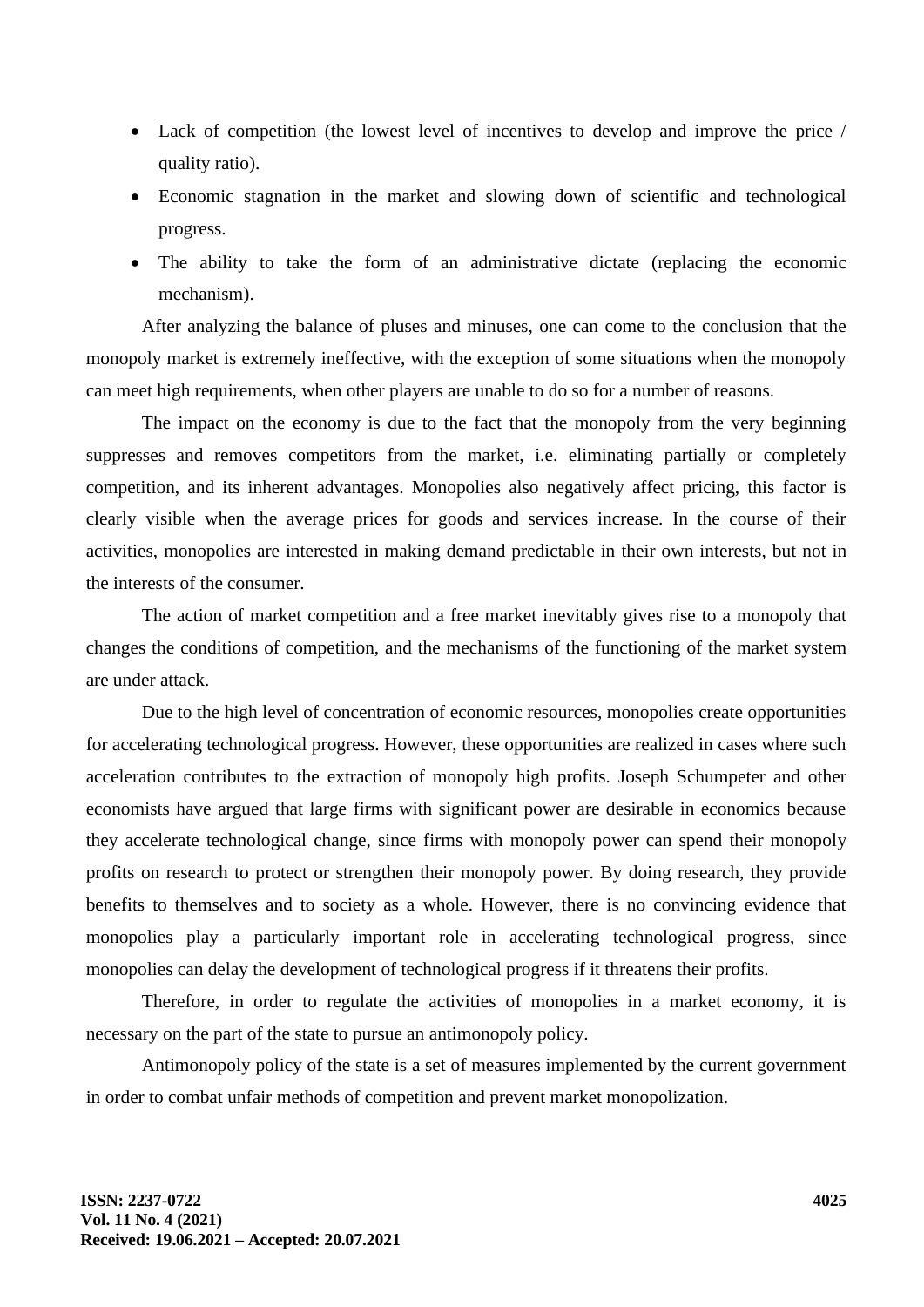- Lack of competition (the lowest level of incentives to develop and improve the price / quality ratio).
- Economic stagnation in the market and slowing down of scientific and technological progress.
- The ability to take the form of an administrative dictate (replacing the economic mechanism).

After analyzing the balance of pluses and minuses, one can come to the conclusion that the monopoly market is extremely ineffective, with the exception of some situations when the monopoly can meet high requirements, when other players are unable to do so for a number of reasons.

The impact on the economy is due to the fact that the monopoly from the very beginning suppresses and removes competitors from the market, i.e. eliminating partially or completely competition, and its inherent advantages. Monopolies also negatively affect pricing, this factor is clearly visible when the average prices for goods and services increase. In the course of their activities, monopolies are interested in making demand predictable in their own interests, but not in the interests of the consumer.

The action of market competition and a free market inevitably gives rise to a monopoly that changes the conditions of competition, and the mechanisms of the functioning of the market system are under attack.

Due to the high level of concentration of economic resources, monopolies create opportunities for accelerating technological progress. However, these opportunities are realized in cases where such acceleration contributes to the extraction of monopoly high profits. Joseph Schumpeter and other economists have argued that large firms with significant power are desirable in economics because they accelerate technological change, since firms with monopoly power can spend their monopoly profits on research to protect or strengthen their monopoly power. By doing research, they provide benefits to themselves and to society as a whole. However, there is no convincing evidence that monopolies play a particularly important role in accelerating technological progress, since monopolies can delay the development of technological progress if it threatens their profits.

Therefore, in order to regulate the activities of monopolies in a market economy, it is necessary on the part of the state to pursue an antimonopoly policy.

Antimonopoly policy of the state is a set of measures implemented by the current government in order to combat unfair methods of competition and prevent market monopolization.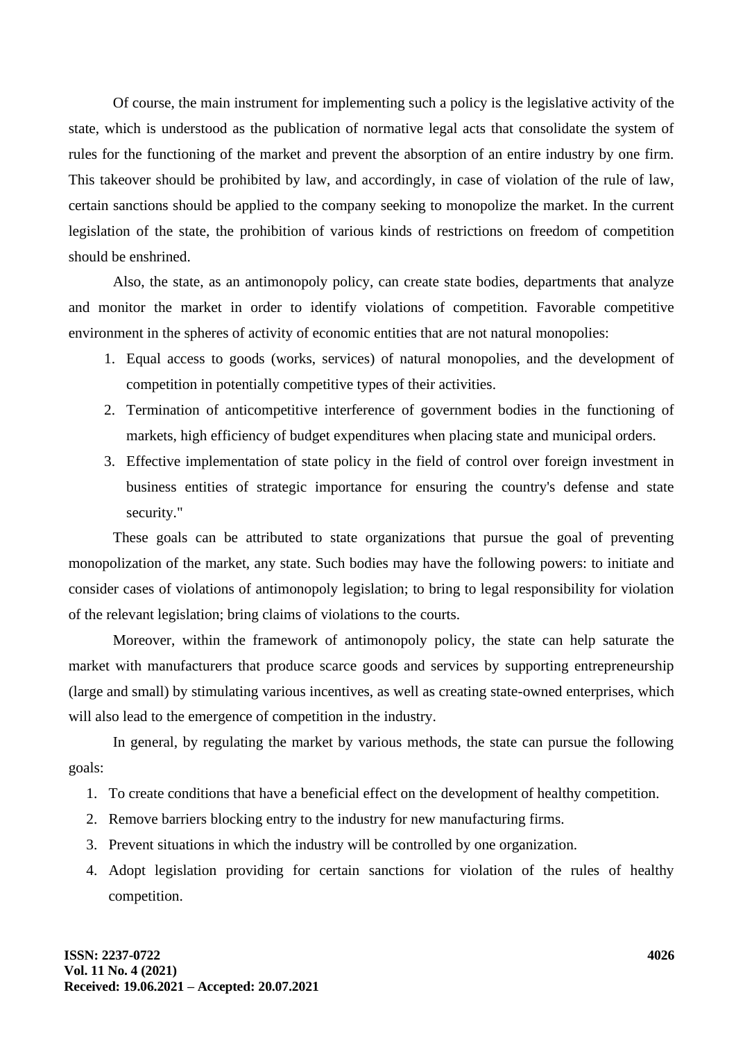Of course, the main instrument for implementing such a policy is the legislative activity of the state, which is understood as the publication of normative legal acts that consolidate the system of rules for the functioning of the market and prevent the absorption of an entire industry by one firm. This takeover should be prohibited by law, and accordingly, in case of violation of the rule of law, certain sanctions should be applied to the company seeking to monopolize the market. In the current legislation of the state, the prohibition of various kinds of restrictions on freedom of competition should be enshrined.

Also, the state, as an antimonopoly policy, can create state bodies, departments that analyze and monitor the market in order to identify violations of competition. Favorable competitive environment in the spheres of activity of economic entities that are not natural monopolies:

1. Equal access to goods (works, services) of natural monopolies, and the development of competition in potentially competitive types of their activities.
2. Termination of anticompetitive interference of government bodies in the functioning of markets, high efficiency of budget expenditures when placing state and municipal orders.
3. Effective implementation of state policy in the field of control over foreign investment in business entities of strategic importance for ensuring the country's defense and state security."

These goals can be attributed to state organizations that pursue the goal of preventing monopolization of the market, any state. Such bodies may have the following powers: to initiate and consider cases of violations of antimonopoly legislation; to bring to legal responsibility for violation of the relevant legislation; bring claims of violations to the courts.

Moreover, within the framework of antimonopoly policy, the state can help saturate the market with manufacturers that produce scarce goods and services by supporting entrepreneurship (large and small) by stimulating various incentives, as well as creating state-owned enterprises, which will also lead to the emergence of competition in the industry.

In general, by regulating the market by various methods, the state can pursue the following goals:

1. To create conditions that have a beneficial effect on the development of healthy competition.
2. Remove barriers blocking entry to the industry for new manufacturing firms.
3. Prevent situations in which the industry will be controlled by one organization.
4. Adopt legislation providing for certain sanctions for violation of the rules of healthy competition.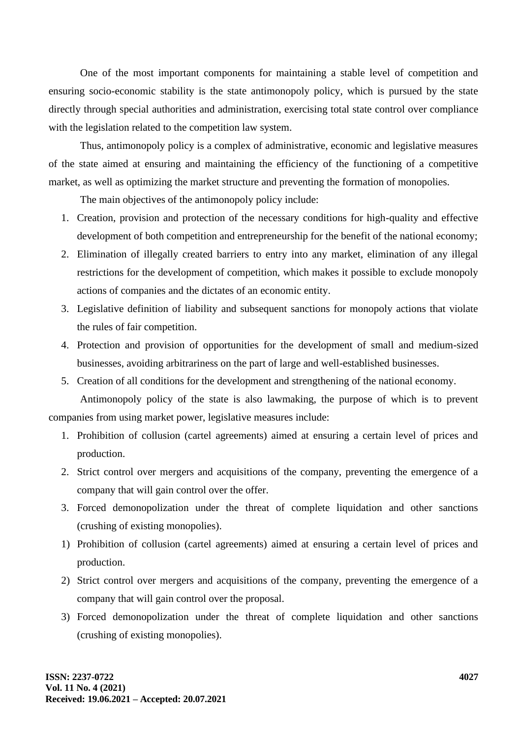One of the most important components for maintaining a stable level of competition and ensuring socio-economic stability is the state antimonopoly policy, which is pursued by the state directly through special authorities and administration, exercising total state control over compliance with the legislation related to the competition law system.

Thus, antimonopoly policy is a complex of administrative, economic and legislative measures of the state aimed at ensuring and maintaining the efficiency of the functioning of a competitive market, as well as optimizing the market structure and preventing the formation of monopolies.

The main objectives of the antimonopoly policy include:

1. Creation, provision and protection of the necessary conditions for high-quality and effective development of both competition and entrepreneurship for the benefit of the national economy;
2. Elimination of illegally created barriers to entry into any market, elimination of any illegal restrictions for the development of competition, which makes it possible to exclude monopoly actions of companies and the dictates of an economic entity.
3. Legislative definition of liability and subsequent sanctions for monopoly actions that violate the rules of fair competition.
4. Protection and provision of opportunities for the development of small and medium-sized businesses, avoiding arbitrariness on the part of large and well-established businesses.
5. Creation of all conditions for the development and strengthening of the national economy.

Antimonopoly policy of the state is also lawmaking, the purpose of which is to prevent companies from using market power, legislative measures include:

1. Prohibition of collusion (cartel agreements) aimed at ensuring a certain level of prices and production.
2. Strict control over mergers and acquisitions of the company, preventing the emergence of a company that will gain control over the offer.
3. Forced demonopolization under the threat of complete liquidation and other sanctions (crushing of existing monopolies).

1) Prohibition of collusion (cartel agreements) aimed at ensuring a certain level of prices and production.
2) Strict control over mergers and acquisitions of the company, preventing the emergence of a company that will gain control over the proposal.
3) Forced demonopolization under the threat of complete liquidation and other sanctions (crushing of existing monopolies).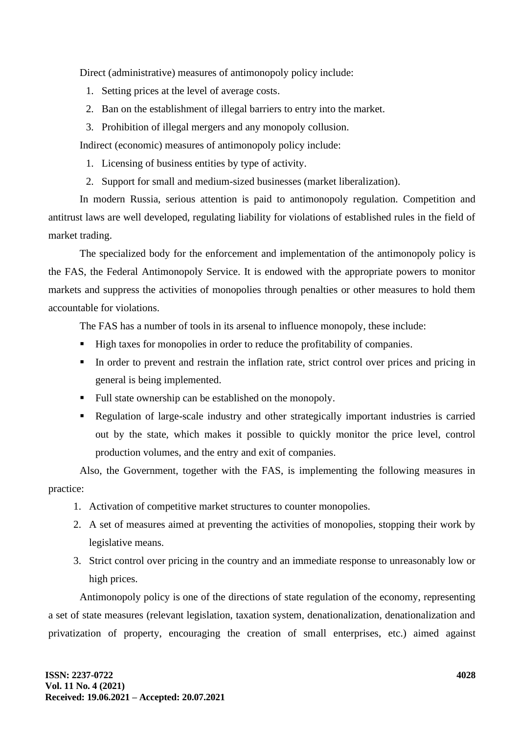Direct (administrative) measures of antimonopoly policy include:

1. Setting prices at the level of average costs.
2. Ban on the establishment of illegal barriers to entry into the market.
3. Prohibition of illegal mergers and any monopoly collusion.

Indirect (economic) measures of antimonopoly policy include:

1. Licensing of business entities by type of activity.
2. Support for small and medium-sized businesses (market liberalization).

In modern Russia, serious attention is paid to antimonopoly regulation. Competition and antitrust laws are well developed, regulating liability for violations of established rules in the field of market trading.

The specialized body for the enforcement and implementation of the antimonopoly policy is the FAS, the Federal Antimonopoly Service. It is endowed with the appropriate powers to monitor markets and suppress the activities of monopolies through penalties or other measures to hold them accountable for violations.

The FAS has a number of tools in its arsenal to influence monopoly, these include:

- High taxes for monopolies in order to reduce the profitability of companies.
- In order to prevent and restrain the inflation rate, strict control over prices and pricing in general is being implemented.
- Full state ownership can be established on the monopoly.
- Regulation of large-scale industry and other strategically important industries is carried out by the state, which makes it possible to quickly monitor the price level, control production volumes, and the entry and exit of companies.

Also, the Government, together with the FAS, is implementing the following measures in practice:

1. Activation of competitive market structures to counter monopolies.
2. A set of measures aimed at preventing the activities of monopolies, stopping their work by legislative means.
3. Strict control over pricing in the country and an immediate response to unreasonably low or high prices.

Antimonopoly policy is one of the directions of state regulation of the economy, representing a set of state measures (relevant legislation, taxation system, denationalization, denationalization and privatization of property, encouraging the creation of small enterprises, etc.) aimed against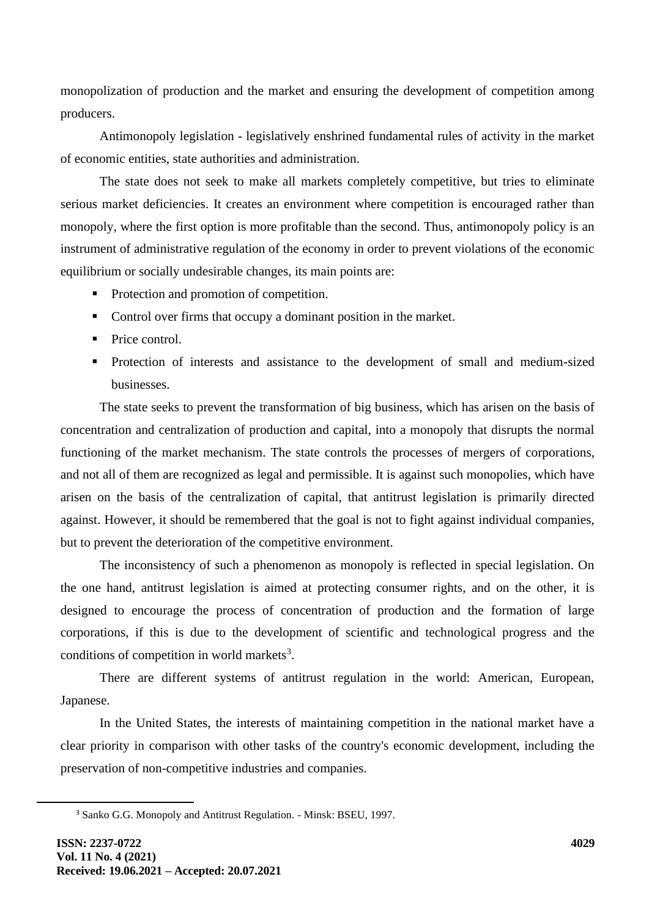monopolization of production and the market and ensuring the development of competition among producers.

Antimonopoly legislation - legislatively enshrined fundamental rules of activity in the market of economic entities, state authorities and administration.

The state does not seek to make all markets completely competitive, but tries to eliminate serious market deficiencies. It creates an environment where competition is encouraged rather than monopoly, where the first option is more profitable than the second. Thus, antimonopoly policy is an instrument of administrative regulation of the economy in order to prevent violations of the economic equilibrium or socially undesirable changes, its main points are:

- Protection and promotion of competition.
- Control over firms that occupy a dominant position in the market.
- Price control.
- Protection of interests and assistance to the development of small and medium-sized businesses.

The state seeks to prevent the transformation of big business, which has arisen on the basis of concentration and centralization of production and capital, into a monopoly that disrupts the normal functioning of the market mechanism. The state controls the processes of mergers of corporations, and not all of them are recognized as legal and permissible. It is against such monopolies, which have arisen on the basis of the centralization of capital, that antitrust legislation is primarily directed against. However, it should be remembered that the goal is not to fight against individual companies, but to prevent the deterioration of the competitive environment.

The inconsistency of such a phenomenon as monopoly is reflected in special legislation. On the one hand, antitrust legislation is aimed at protecting consumer rights, and on the other, it is designed to encourage the process of concentration of production and the formation of large corporations, if this is due to the development of scientific and technological progress and the conditions of competition in world markets[3].

There are different systems of antitrust regulation in the world: American, European, Japanese.

In the United States, the interests of maintaining competition in the national market have a clear priority in comparison with other tasks of the country's economic development, including the preservation of non-competitive industries and companies.

---

[3] Sanko G.G. Monopoly and Antitrust Regulation. - Minsk: BSEU, 1997.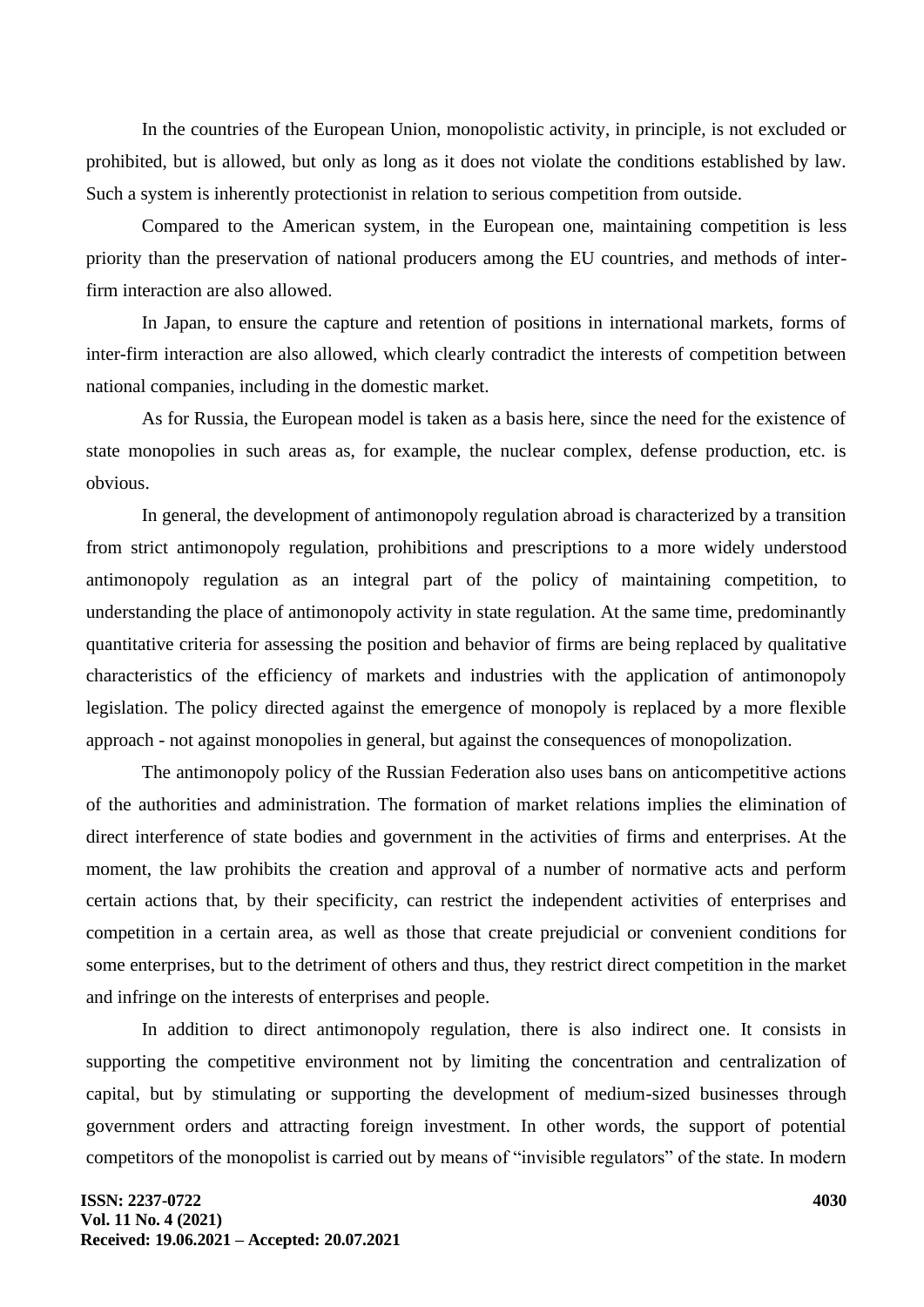In the countries of the European Union, monopolistic activity, in principle, is not excluded or prohibited, but is allowed, but only as long as it does not violate the conditions established by law. Such a system is inherently protectionist in relation to serious competition from outside.

Compared to the American system, in the European one, maintaining competition is less priority than the preservation of national producers among the EU countries, and methods of inter-firm interaction are also allowed.

In Japan, to ensure the capture and retention of positions in international markets, forms of inter-firm interaction are also allowed, which clearly contradict the interests of competition between national companies, including in the domestic market.

As for Russia, the European model is taken as a basis here, since the need for the existence of state monopolies in such areas as, for example, the nuclear complex, defense production, etc. is obvious.

In general, the development of antimonopoly regulation abroad is characterized by a transition from strict antimonopoly regulation, prohibitions and prescriptions to a more widely understood antimonopoly regulation as an integral part of the policy of maintaining competition, to understanding the place of antimonopoly activity in state regulation. At the same time, predominantly quantitative criteria for assessing the position and behavior of firms are being replaced by qualitative characteristics of the efficiency of markets and industries with the application of antimonopoly legislation. The policy directed against the emergence of monopoly is replaced by a more flexible approach - not against monopolies in general, but against the consequences of monopolization.

The antimonopoly policy of the Russian Federation also uses bans on anticompetitive actions of the authorities and administration. The formation of market relations implies the elimination of direct interference of state bodies and government in the activities of firms and enterprises. At the moment, the law prohibits the creation and approval of a number of normative acts and perform certain actions that, by their specificity, can restrict the independent activities of enterprises and competition in a certain area, as well as those that create prejudicial or convenient conditions for some enterprises, but to the detriment of others and thus, they restrict direct competition in the market and infringe on the interests of enterprises and people.

In addition to direct antimonopoly regulation, there is also indirect one. It consists in supporting the competitive environment not by limiting the concentration and centralization of capital, but by stimulating or supporting the development of medium-sized businesses through government orders and attracting foreign investment. In other words, the support of potential competitors of the monopolist is carried out by means of "invisible regulators" of the state. In modern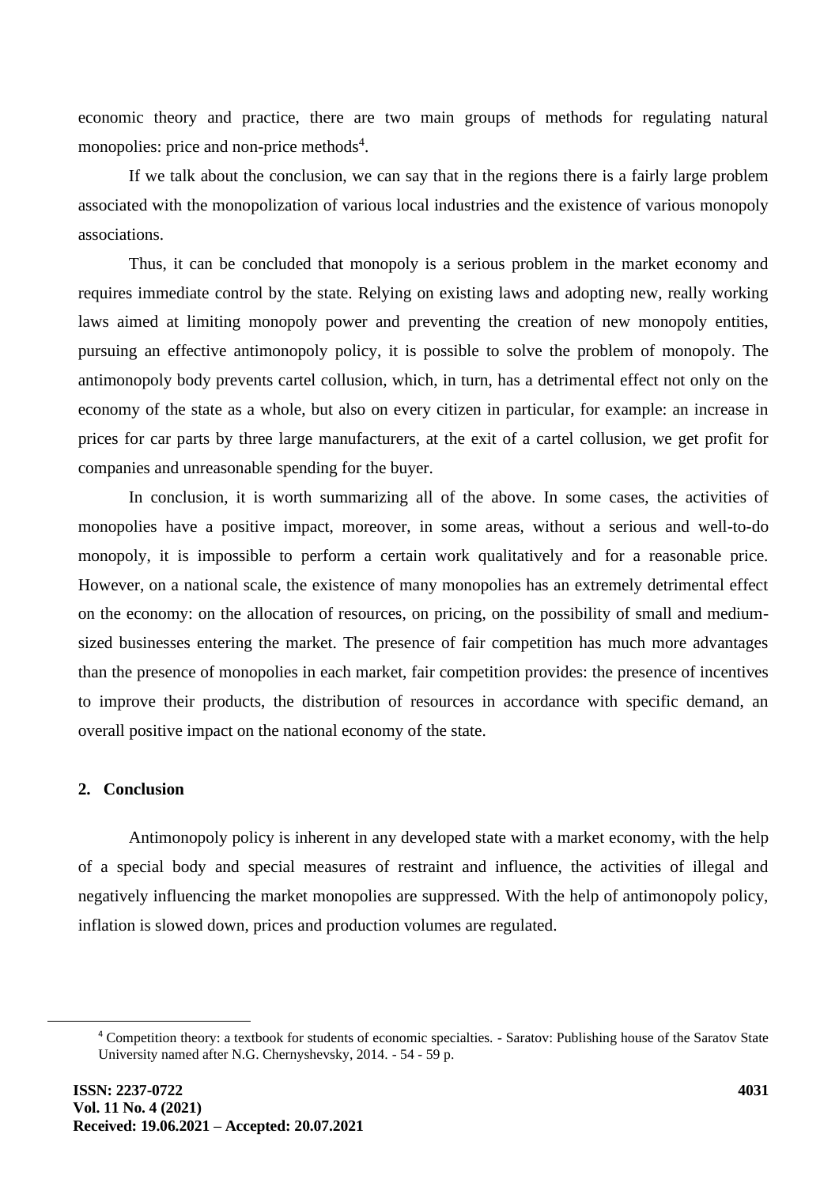economic theory and practice, there are two main groups of methods for regulating natural monopolies: price and non-price methods[4].

If we talk about the conclusion, we can say that in the regions there is a fairly large problem associated with the monopolization of various local industries and the existence of various monopoly associations.

Thus, it can be concluded that monopoly is a serious problem in the market economy and requires immediate control by the state. Relying on existing laws and adopting new, really working laws aimed at limiting monopoly power and preventing the creation of new monopoly entities, pursuing an effective antimonopoly policy, it is possible to solve the problem of monopoly. The antimonopoly body prevents cartel collusion, which, in turn, has a detrimental effect not only on the economy of the state as a whole, but also on every citizen in particular, for example: an increase in prices for car parts by three large manufacturers, at the exit of a cartel collusion, we get profit for companies and unreasonable spending for the buyer.

In conclusion, it is worth summarizing all of the above. In some cases, the activities of monopolies have a positive impact, moreover, in some areas, without a serious and well-to-do monopoly, it is impossible to perform a certain work qualitatively and for a reasonable price. However, on a national scale, the existence of many monopolies has an extremely detrimental effect on the economy: on the allocation of resources, on pricing, on the possibility of small and medium-sized businesses entering the market. The presence of fair competition has much more advantages than the presence of monopolies in each market, fair competition provides: the presence of incentives to improve their products, the distribution of resources in accordance with specific demand, an overall positive impact on the national economy of the state.

## 2. Conclusion

Antimonopoly policy is inherent in any developed state with a market economy, with the help of a special body and special measures of restraint and influence, the activities of illegal and negatively influencing the market monopolies are suppressed. With the help of antimonopoly policy, inflation is slowed down, prices and production volumes are regulated.

---

[4] Competition theory: a textbook for students of economic specialties. - Saratov: Publishing house of the Saratov State University named after N.G. Chernyshevsky, 2014. - 54 - 59 p.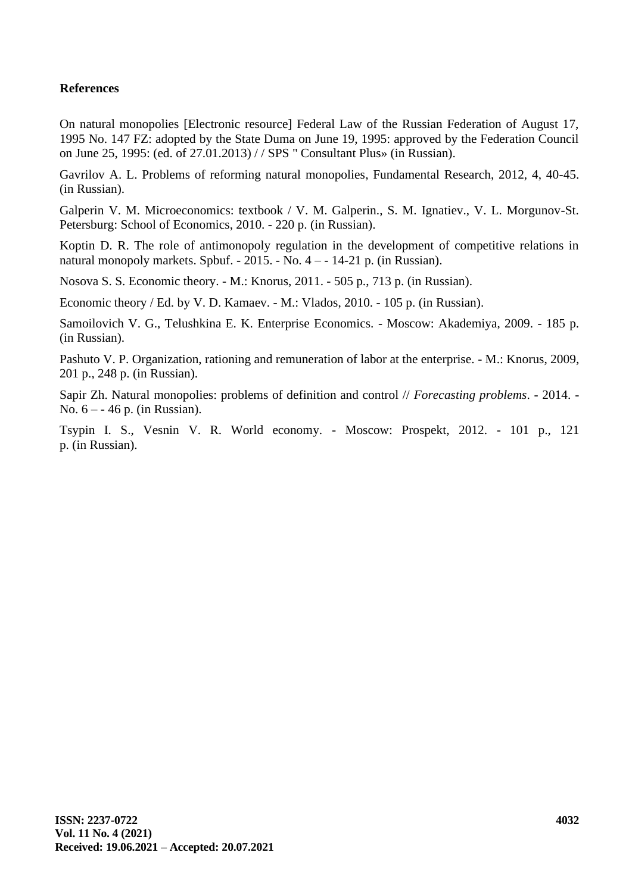## References

On natural monopolies [Electronic resource] Federal Law of the Russian Federation of August 17, 1995 No. 147 FZ: adopted by the State Duma on June 19, 1995: approved by the Federation Council on June 25, 1995: (ed. of 27.01.2013) / / SPS " Consultant Plus» (in Russian).

Gavrilov A. L. Problems of reforming natural monopolies, Fundamental Research, 2012, 4, 40-45. (in Russian).

Galperin V. M. Microeconomics: textbook / V. M. Galperin., S. M. Ignatiev., V. L. Morgunov-St. Petersburg: School of Economics, 2010. - 220 p. (in Russian).

Koptin D. R. The role of antimonopoly regulation in the development of competitive relations in natural monopoly markets. Spbuf. - 2015. - No. 4 – - 14-21 p. (in Russian).

Nosova S. S. Economic theory. - M.: Knorus, 2011. - 505 p., 713 p. (in Russian).

Economic theory / Ed. by V. D. Kamaev. - M.: Vlados, 2010. - 105 p. (in Russian).

Samoilovich V. G., Telushkina E. K. Enterprise Economics. - Moscow: Akademiya, 2009. - 185 p. (in Russian).

Pashuto V. P. Organization, rationing and remuneration of labor at the enterprise. - M.: Knorus, 2009, 201 p., 248 p. (in Russian).

Sapir Zh. Natural monopolies: problems of definition and control // *Forecasting problems*. - 2014. - No. 6 – - 46 p. (in Russian).

Tsypin I. S., Vesnin V. R. World economy. - Moscow: Prospekt, 2012. - 101 p., 121 p. (in Russian).